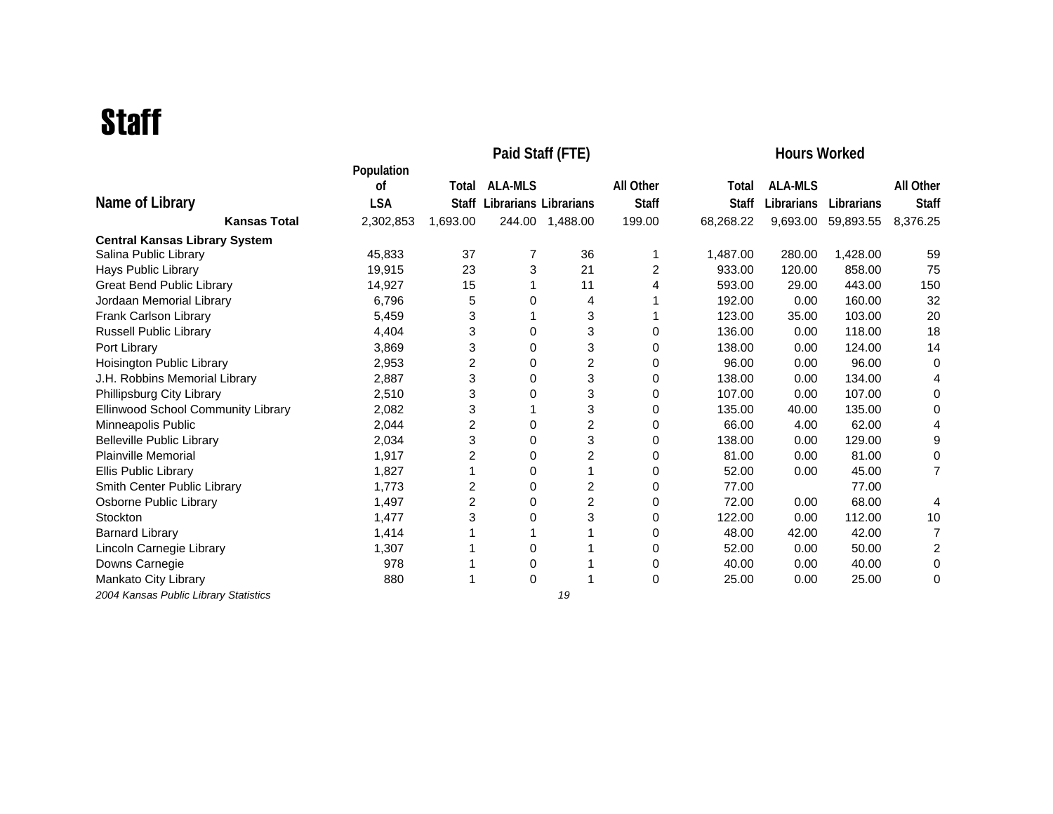# Staff

| Name of Library | Population of LSA | Paid Staff (FTE) Total Staff | ALA-MLS Librarians | Librarians | All Other Staff | Hours Worked Total Staff | ALA-MLS Librarians | Librarians | All Other Staff |
|---|---|---|---|---|---|---|---|---|---|
| **Kansas Total** | 2,302,853 | 1,693.00 | 244.00 | 1,488.00 | 199.00 | 68,268.22 | 9,693.00 | 59,893.55 | 8,376.25 |
| **Central Kansas Library System** | | | | | | | | | |
| Salina Public Library | 45,833 | 37 | 7 | 36 | 1 | 1,487.00 | 280.00 | 1,428.00 | 59 |
| Hays Public Library | 19,915 | 23 | 3 | 21 | 2 | 933.00 | 120.00 | 858.00 | 75 |
| Great Bend Public Library | 14,927 | 15 | 1 | 11 | 4 | 593.00 | 29.00 | 443.00 | 150 |
| Jordaan Memorial Library | 6,796 | 5 | 0 | 4 | 1 | 192.00 | 0.00 | 160.00 | 32 |
| Frank Carlson Library | 5,459 | 3 | 1 | 3 | 1 | 123.00 | 35.00 | 103.00 | 20 |
| Russell Public Library | 4,404 | 3 | 0 | 3 | 0 | 136.00 | 0.00 | 118.00 | 18 |
| Port Library | 3,869 | 3 | 0 | 3 | 0 | 138.00 | 0.00 | 124.00 | 14 |
| Hoisington Public Library | 2,953 | 2 | 0 | 2 | 0 | 96.00 | 0.00 | 96.00 | 0 |
| J.H. Robbins Memorial Library | 2,887 | 3 | 0 | 3 | 0 | 138.00 | 0.00 | 134.00 | 4 |
| Phillipsburg City Library | 2,510 | 3 | 0 | 3 | 0 | 107.00 | 0.00 | 107.00 | 0 |
| Ellinwood School Community Library | 2,082 | 3 | 1 | 3 | 0 | 135.00 | 40.00 | 135.00 | 0 |
| Minneapolis Public | 2,044 | 2 | 0 | 2 | 0 | 66.00 | 4.00 | 62.00 | 4 |
| Belleville Public Library | 2,034 | 3 | 0 | 3 | 0 | 138.00 | 0.00 | 129.00 | 9 |
| Plainville Memorial | 1,917 | 2 | 0 | 2 | 0 | 81.00 | 0.00 | 81.00 | 0 |
| Ellis Public Library | 1,827 | 1 | 0 | 1 | 0 | 52.00 | 0.00 | 45.00 | 7 |
| Smith Center Public Library | 1,773 | 2 | 0 | 2 | 0 | 77.00 | | 77.00 | |
| Osborne Public Library | 1,497 | 2 | 0 | 2 | 0 | 72.00 | 0.00 | 68.00 | 4 |
| Stockton | 1,477 | 3 | 0 | 3 | 0 | 122.00 | 0.00 | 112.00 | 10 |
| Barnard Library | 1,414 | 1 | 1 | 1 | 0 | 48.00 | 42.00 | 42.00 | 7 |
| Lincoln Carnegie Library | 1,307 | 1 | 0 | 1 | 0 | 52.00 | 0.00 | 50.00 | 2 |
| Downs Carnegie | 978 | 1 | 0 | 1 | 0 | 40.00 | 0.00 | 40.00 | 0 |
| Mankato City Library | 880 | 1 | 0 | 1 | 0 | 25.00 | 0.00 | 25.00 | 0 |

*2004 Kansas Public Library Statistics*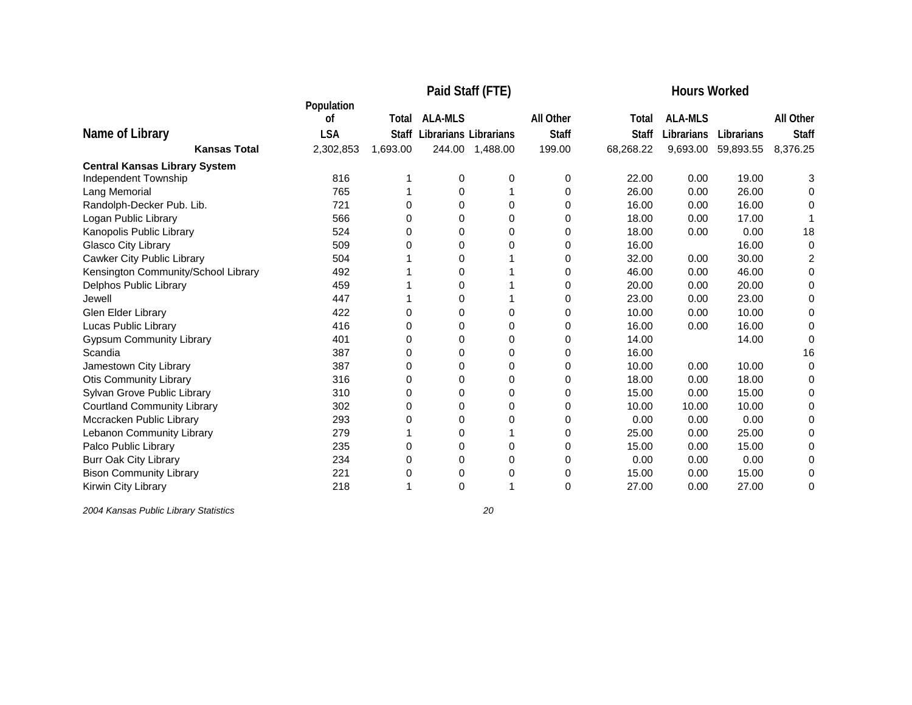| Name of Library | Population of LSA | Paid Staff (FTE) Total Staff | ALA-MLS Librarians | Librarians | All Other Staff | Hours Worked Total Staff | ALA-MLS Librarians | Librarians | All Other Staff |
|---|---|---|---|---|---|---|---|---|---|
| **Kansas Total** | 2,302,853 | 1,693.00 | 244.00 | 1,488.00 | 199.00 | 68,268.22 | 9,693.00 | 59,893.55 | 8,376.25 |
| **Central Kansas Library System** | | | | | | | | | |
| Independent Township | 816 | 1 | 0 | 0 | 0 | 22.00 | 0.00 | 19.00 | 3 |
| Lang Memorial | 765 | 1 | 0 | 1 | 0 | 26.00 | 0.00 | 26.00 | 0 |
| Randolph-Decker Pub. Lib. | 721 | 0 | 0 | 0 | 0 | 16.00 | 0.00 | 16.00 | 0 |
| Logan Public Library | 566 | 0 | 0 | 0 | 0 | 18.00 | 0.00 | 17.00 | 1 |
| Kanopolis Public Library | 524 | 0 | 0 | 0 | 0 | 18.00 | 0.00 | 0.00 | 18 |
| Glasco City Library | 509 | 0 | 0 | 0 | 0 | 16.00 | | 16.00 | 0 |
| Cawker City Public Library | 504 | 1 | 0 | 1 | 0 | 32.00 | 0.00 | 30.00 | 2 |
| Kensington Community/School Library | 492 | 1 | 0 | 1 | 0 | 46.00 | 0.00 | 46.00 | 0 |
| Delphos Public Library | 459 | 1 | 0 | 1 | 0 | 20.00 | 0.00 | 20.00 | 0 |
| Jewell | 447 | 1 | 0 | 1 | 0 | 23.00 | 0.00 | 23.00 | 0 |
| Glen Elder Library | 422 | 0 | 0 | 0 | 0 | 10.00 | 0.00 | 10.00 | 0 |
| Lucas Public Library | 416 | 0 | 0 | 0 | 0 | 16.00 | 0.00 | 16.00 | 0 |
| Gypsum Community Library | 401 | 0 | 0 | 0 | 0 | 14.00 | | 14.00 | 0 |
| Scandia | 387 | 0 | 0 | 0 | 0 | 16.00 | | | 16 |
| Jamestown City Library | 387 | 0 | 0 | 0 | 0 | 10.00 | 0.00 | 10.00 | 0 |
| Otis Community Library | 316 | 0 | 0 | 0 | 0 | 18.00 | 0.00 | 18.00 | 0 |
| Sylvan Grove Public Library | 310 | 0 | 0 | 0 | 0 | 15.00 | 0.00 | 15.00 | 0 |
| Courtland Community Library | 302 | 0 | 0 | 0 | 0 | 10.00 | 10.00 | 10.00 | 0 |
| Mccracken Public Library | 293 | 0 | 0 | 0 | 0 | 0.00 | 0.00 | 0.00 | 0 |
| Lebanon Community Library | 279 | 1 | 0 | 1 | 0 | 25.00 | 0.00 | 25.00 | 0 |
| Palco Public Library | 235 | 0 | 0 | 0 | 0 | 15.00 | 0.00 | 15.00 | 0 |
| Burr Oak City Library | 234 | 0 | 0 | 0 | 0 | 0.00 | 0.00 | 0.00 | 0 |
| Bison Community Library | 221 | 0 | 0 | 0 | 0 | 15.00 | 0.00 | 15.00 | 0 |
| Kirwin City Library | 218 | 1 | 0 | 1 | 0 | 27.00 | 0.00 | 27.00 | 0 |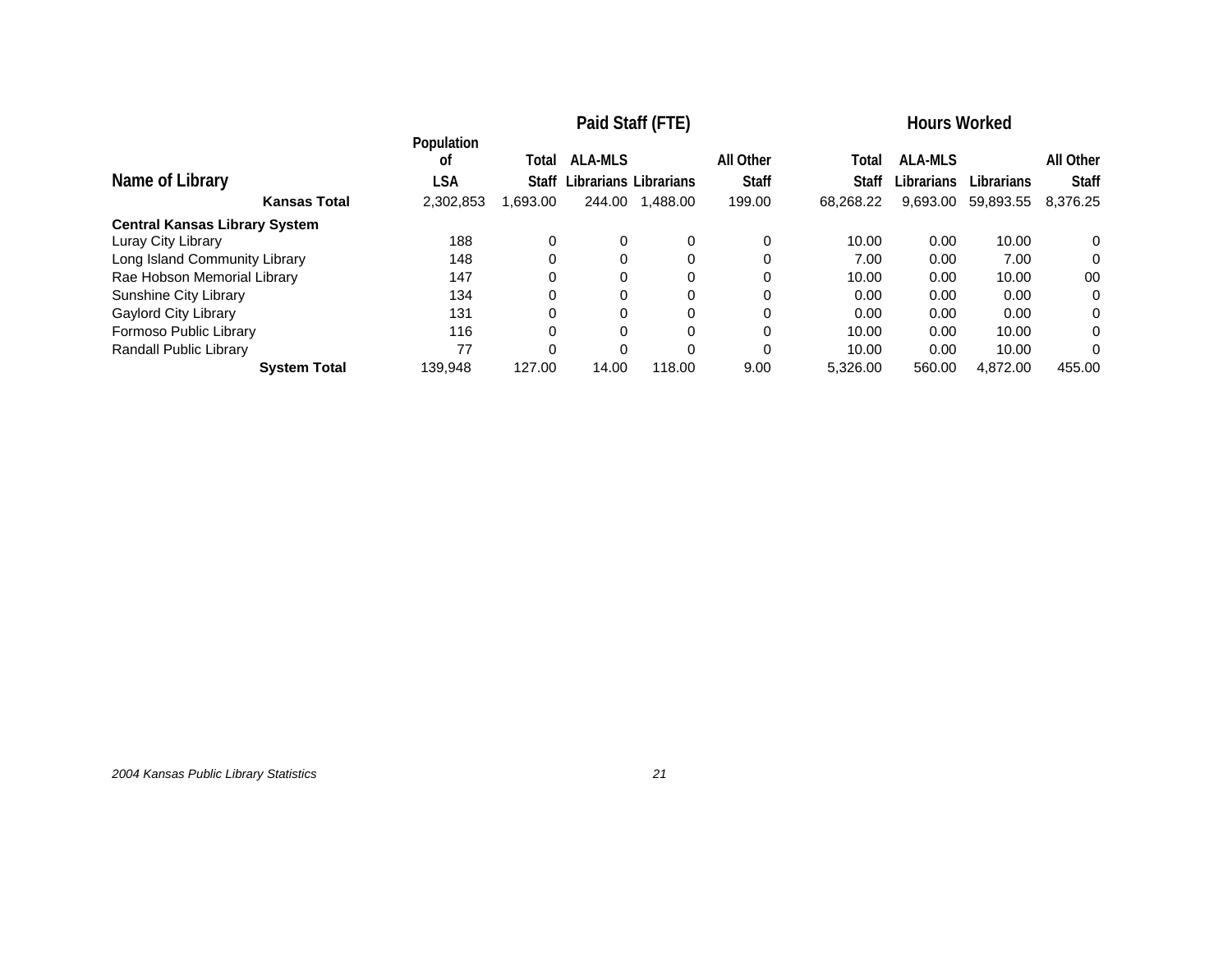| Name of Library | Population of LSA | Paid Staff (FTE) Total Staff | ALA-MLS Librarians | Librarians | All Other Staff | Hours Worked Total Staff | ALA-MLS Librarians | Librarians | All Other Staff |
|---|---|---|---|---|---|---|---|---|---|
| **Kansas Total** | 2,302,853 | 1,693.00 | 244.00 | 1,488.00 | 199.00 | 68,268.22 | 9,693.00 | 59,893.55 | 8,376.25 |
| **Central Kansas Library System** | | | | | | | | | |
| Luray City Library | 188 | 0 | 0 | 0 | 0 | 10.00 | 0.00 | 10.00 | 0 |
| Long Island Community Library | 148 | 0 | 0 | 0 | 0 | 7.00 | 0.00 | 7.00 | 0 |
| Rae Hobson Memorial Library | 147 | 0 | 0 | 0 | 0 | 10.00 | 0.00 | 10.00 | 00 |
| Sunshine City Library | 134 | 0 | 0 | 0 | 0 | 0.00 | 0.00 | 0.00 | 0 |
| Gaylord City Library | 131 | 0 | 0 | 0 | 0 | 0.00 | 0.00 | 0.00 | 0 |
| Formoso Public Library | 116 | 0 | 0 | 0 | 0 | 10.00 | 0.00 | 10.00 | 0 |
| Randall Public Library | 77 | 0 | 0 | 0 | 0 | 10.00 | 0.00 | 10.00 | 0 |
| **System Total** | 139,948 | 127.00 | 14.00 | 118.00 | 9.00 | 5,326.00 | 560.00 | 4,872.00 | 455.00 |

*2004 Kansas Public Library Statistics*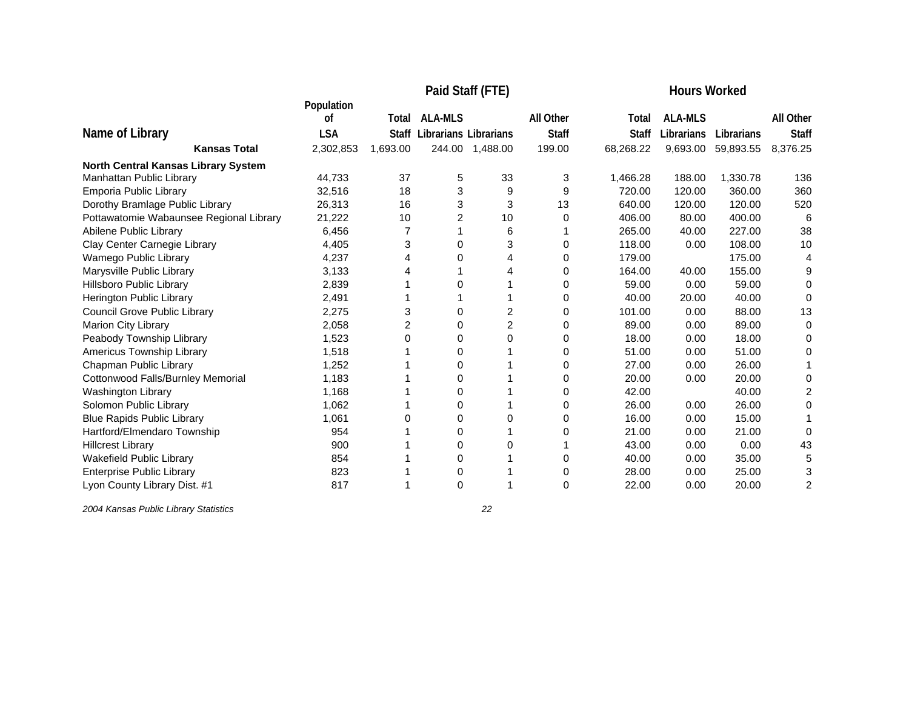| Name of Library | Population of LSA | Paid Staff (FTE) | | | | Hours Worked | | | |
|---|---|---|---|---|---|---|---|---|---|
| | | Total Staff | ALA-MLS Librarians | Librarians | All Other Staff | Total Staff | ALA-MLS Librarians | Librarians | All Other Staff |
| **Kansas Total** | 2,302,853 | 1,693.00 | 244.00 | 1,488.00 | 199.00 | 68,268.22 | 9,693.00 | 59,893.55 | 8,376.25 |
| **North Central Kansas Library System** | | | | | | | | | |
| Manhattan Public Library | 44,733 | 37 | 5 | 33 | 3 | 1,466.28 | 188.00 | 1,330.78 | 136 |
| Emporia Public Library | 32,516 | 18 | 3 | 9 | 9 | 720.00 | 120.00 | 360.00 | 360 |
| Dorothy Bramlage Public Library | 26,313 | 16 | 3 | 3 | 13 | 640.00 | 120.00 | 120.00 | 520 |
| Pottawatomie Wabaunsee Regional Library | 21,222 | 10 | 2 | 10 | 0 | 406.00 | 80.00 | 400.00 | 6 |
| Abilene Public Library | 6,456 | 7 | 1 | 6 | 1 | 265.00 | 40.00 | 227.00 | 38 |
| Clay Center Carnegie Library | 4,405 | 3 | 0 | 3 | 0 | 118.00 | 0.00 | 108.00 | 10 |
| Wamego Public Library | 4,237 | 4 | 0 | 4 | 0 | 179.00 | | 175.00 | 4 |
| Marysville Public Library | 3,133 | 4 | 1 | 4 | 0 | 164.00 | 40.00 | 155.00 | 9 |
| Hillsboro Public Library | 2,839 | 1 | 0 | 1 | 0 | 59.00 | 0.00 | 59.00 | 0 |
| Herington Public Library | 2,491 | 1 | 1 | 1 | 0 | 40.00 | 20.00 | 40.00 | 0 |
| Council Grove Public Library | 2,275 | 3 | 0 | 2 | 0 | 101.00 | 0.00 | 88.00 | 13 |
| Marion City Library | 2,058 | 2 | 0 | 2 | 0 | 89.00 | 0.00 | 89.00 | 0 |
| Peabody Township Llibrary | 1,523 | 0 | 0 | 0 | 0 | 18.00 | 0.00 | 18.00 | 0 |
| Americus Township Library | 1,518 | 1 | 0 | 1 | 0 | 51.00 | 0.00 | 51.00 | 0 |
| Chapman Public Library | 1,252 | 1 | 0 | 1 | 0 | 27.00 | 0.00 | 26.00 | 1 |
| Cottonwood Falls/Burnley Memorial | 1,183 | 1 | 0 | 1 | 0 | 20.00 | 0.00 | 20.00 | 0 |
| Washington Library | 1,168 | 1 | 0 | 1 | 0 | 42.00 | | 40.00 | 2 |
| Solomon Public Library | 1,062 | 1 | 0 | 1 | 0 | 26.00 | 0.00 | 26.00 | 0 |
| Blue Rapids Public Library | 1,061 | 0 | 0 | 0 | 0 | 16.00 | 0.00 | 15.00 | 1 |
| Hartford/Elmendaro Township | 954 | 1 | 0 | 1 | 0 | 21.00 | 0.00 | 21.00 | 0 |
| Hillcrest Library | 900 | 1 | 0 | 0 | 1 | 43.00 | 0.00 | 0.00 | 43 |
| Wakefield Public Library | 854 | 1 | 0 | 1 | 0 | 40.00 | 0.00 | 35.00 | 5 |
| Enterprise Public Library | 823 | 1 | 0 | 1 | 0 | 28.00 | 0.00 | 25.00 | 3 |
| Lyon County Library Dist. #1 | 817 | 1 | 0 | 1 | 0 | 22.00 | 0.00 | 20.00 | 2 |

*2004 Kansas Public Library Statistics*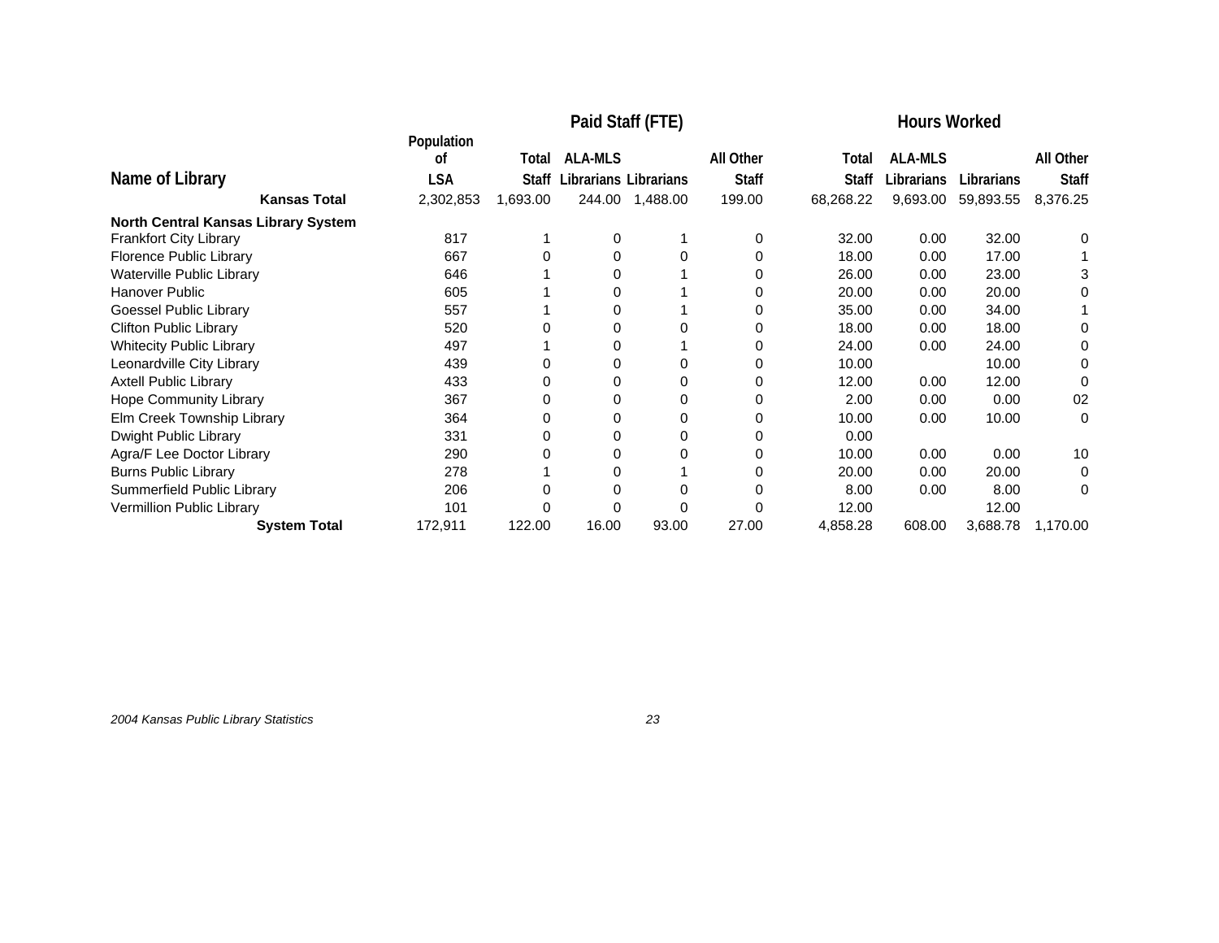| Name of Library | Population of LSA | Paid Staff (FTE) | | | | Hours Worked | | | |
|---|---|---|---|---|---|---|---|---|---|
| | | Total Staff | ALA-MLS Librarians | Librarians | All Other Staff | Total Staff | ALA-MLS Librarians | Librarians | All Other Staff |
| **Kansas Total** | 2,302,853 | 1,693.00 | 244.00 | 1,488.00 | 199.00 | 68,268.22 | 9,693.00 | 59,893.55 | 8,376.25 |
| **North Central Kansas Library System** | | | | | | | | | |
| Frankfort City Library | 817 | 1 | 0 | 1 | 0 | 32.00 | 0.00 | 32.00 | 0 |
| Florence Public Library | 667 | 0 | 0 | 0 | 0 | 18.00 | 0.00 | 17.00 | 1 |
| Waterville Public Library | 646 | 1 | 0 | 1 | 0 | 26.00 | 0.00 | 23.00 | 3 |
| Hanover Public | 605 | 1 | 0 | 1 | 0 | 20.00 | 0.00 | 20.00 | 0 |
| Goessel Public Library | 557 | 1 | 0 | 1 | 0 | 35.00 | 0.00 | 34.00 | 1 |
| Clifton Public Library | 520 | 0 | 0 | 0 | 0 | 18.00 | 0.00 | 18.00 | 0 |
| Whitecity Public Library | 497 | 1 | 0 | 1 | 0 | 24.00 | 0.00 | 24.00 | 0 |
| Leonardville City Library | 439 | 0 | 0 | 0 | 0 | 10.00 | | 10.00 | 0 |
| Axtell Public Library | 433 | 0 | 0 | 0 | 0 | 12.00 | 0.00 | 12.00 | 0 |
| Hope Community Library | 367 | 0 | 0 | 0 | 0 | 2.00 | 0.00 | 0.00 | 02 |
| Elm Creek Township Library | 364 | 0 | 0 | 0 | 0 | 10.00 | 0.00 | 10.00 | 0 |
| Dwight Public Library | 331 | 0 | 0 | 0 | 0 | 0.00 | | | |
| Agra/F Lee Doctor Library | 290 | 0 | 0 | 0 | 0 | 10.00 | 0.00 | 0.00 | 10 |
| Burns Public Library | 278 | 1 | 0 | 1 | 0 | 20.00 | 0.00 | 20.00 | 0 |
| Summerfield Public Library | 206 | 0 | 0 | 0 | 0 | 8.00 | 0.00 | 8.00 | 0 |
| Vermillion Public Library | 101 | 0 | 0 | 0 | 0 | 12.00 | | 12.00 | |
| **System Total** | 172,911 | 122.00 | 16.00 | 93.00 | 27.00 | 4,858.28 | 608.00 | 3,688.78 | 1,170.00 |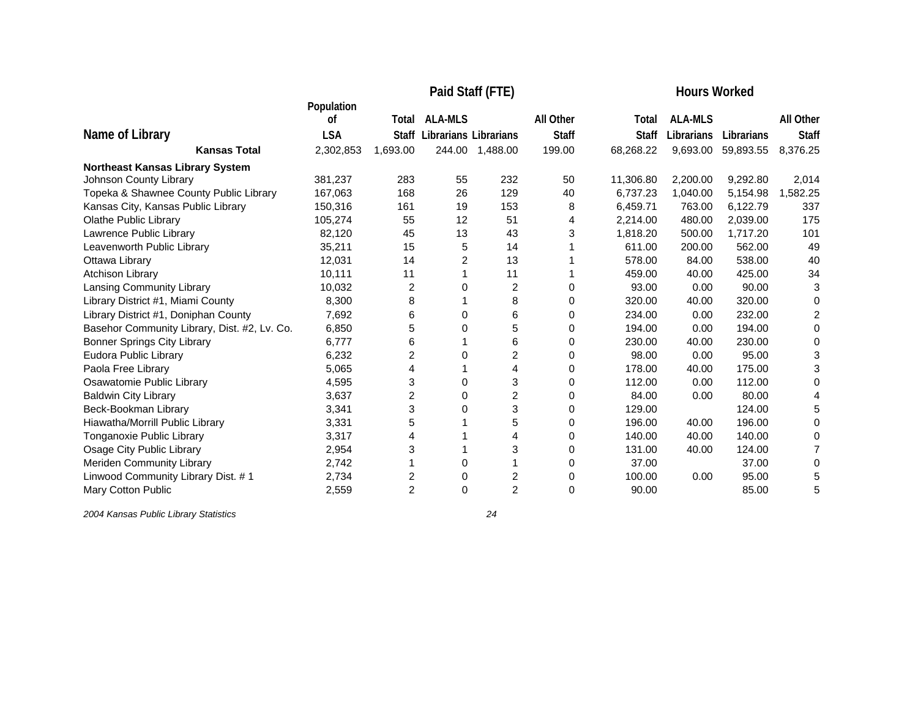| Name of Library | Population of LSA | Paid Staff (FTE) Total Staff | ALA-MLS Librarians | Librarians | All Other Staff | Hours Worked Total Staff | ALA-MLS Librarians | Librarians | All Other Staff |
|---|---|---|---|---|---|---|---|---|---|
| **Kansas Total** | 2,302,853 | 1,693.00 | 244.00 | 1,488.00 | 199.00 | 68,268.22 | 9,693.00 | 59,893.55 | 8,376.25 |
| **Northeast Kansas Library System** | | | | | | | | | |
| Johnson County Library | 381,237 | 283 | 55 | 232 | 50 | 11,306.80 | 2,200.00 | 9,292.80 | 2,014 |
| Topeka & Shawnee County Public Library | 167,063 | 168 | 26 | 129 | 40 | 6,737.23 | 1,040.00 | 5,154.98 | 1,582.25 |
| Kansas City, Kansas Public Library | 150,316 | 161 | 19 | 153 | 8 | 6,459.71 | 763.00 | 6,122.79 | 337 |
| Olathe Public Library | 105,274 | 55 | 12 | 51 | 4 | 2,214.00 | 480.00 | 2,039.00 | 175 |
| Lawrence Public Library | 82,120 | 45 | 13 | 43 | 3 | 1,818.20 | 500.00 | 1,717.20 | 101 |
| Leavenworth Public Library | 35,211 | 15 | 5 | 14 | 1 | 611.00 | 200.00 | 562.00 | 49 |
| Ottawa Library | 12,031 | 14 | 2 | 13 | 1 | 578.00 | 84.00 | 538.00 | 40 |
| Atchison Library | 10,111 | 11 | 1 | 11 | 1 | 459.00 | 40.00 | 425.00 | 34 |
| Lansing Community Library | 10,032 | 2 | 0 | 2 | 0 | 93.00 | 0.00 | 90.00 | 3 |
| Library District #1, Miami County | 8,300 | 8 | 1 | 8 | 0 | 320.00 | 40.00 | 320.00 | 0 |
| Library District #1, Doniphan County | 7,692 | 6 | 0 | 6 | 0 | 234.00 | 0.00 | 232.00 | 2 |
| Basehor Community Library, Dist. #2, Lv. Co. | 6,850 | 5 | 0 | 5 | 0 | 194.00 | 0.00 | 194.00 | 0 |
| Bonner Springs City Library | 6,777 | 6 | 1 | 6 | 0 | 230.00 | 40.00 | 230.00 | 0 |
| Eudora Public Library | 6,232 | 2 | 0 | 2 | 0 | 98.00 | 0.00 | 95.00 | 3 |
| Paola Free Library | 5,065 | 4 | 1 | 4 | 0 | 178.00 | 40.00 | 175.00 | 3 |
| Osawatomie Public Library | 4,595 | 3 | 0 | 3 | 0 | 112.00 | 0.00 | 112.00 | 0 |
| Baldwin City Library | 3,637 | 2 | 0 | 2 | 0 | 84.00 | 0.00 | 80.00 | 4 |
| Beck-Bookman Library | 3,341 | 3 | 0 | 3 | 0 | 129.00 | | 124.00 | 5 |
| Hiawatha/Morrill Public Library | 3,331 | 5 | 1 | 5 | 0 | 196.00 | 40.00 | 196.00 | 0 |
| Tonganoxie Public Library | 3,317 | 4 | 1 | 4 | 0 | 140.00 | 40.00 | 140.00 | 0 |
| Osage City Public Library | 2,954 | 3 | 1 | 3 | 0 | 131.00 | 40.00 | 124.00 | 7 |
| Meriden Community Library | 2,742 | 1 | 0 | 1 | 0 | 37.00 | | 37.00 | 0 |
| Linwood Community Library Dist. # 1 | 2,734 | 2 | 0 | 2 | 0 | 100.00 | 0.00 | 95.00 | 5 |
| Mary Cotton Public | 2,559 | 2 | 0 | 2 | 0 | 90.00 | | 85.00 | 5 |

*2004 Kansas Public Library Statistics*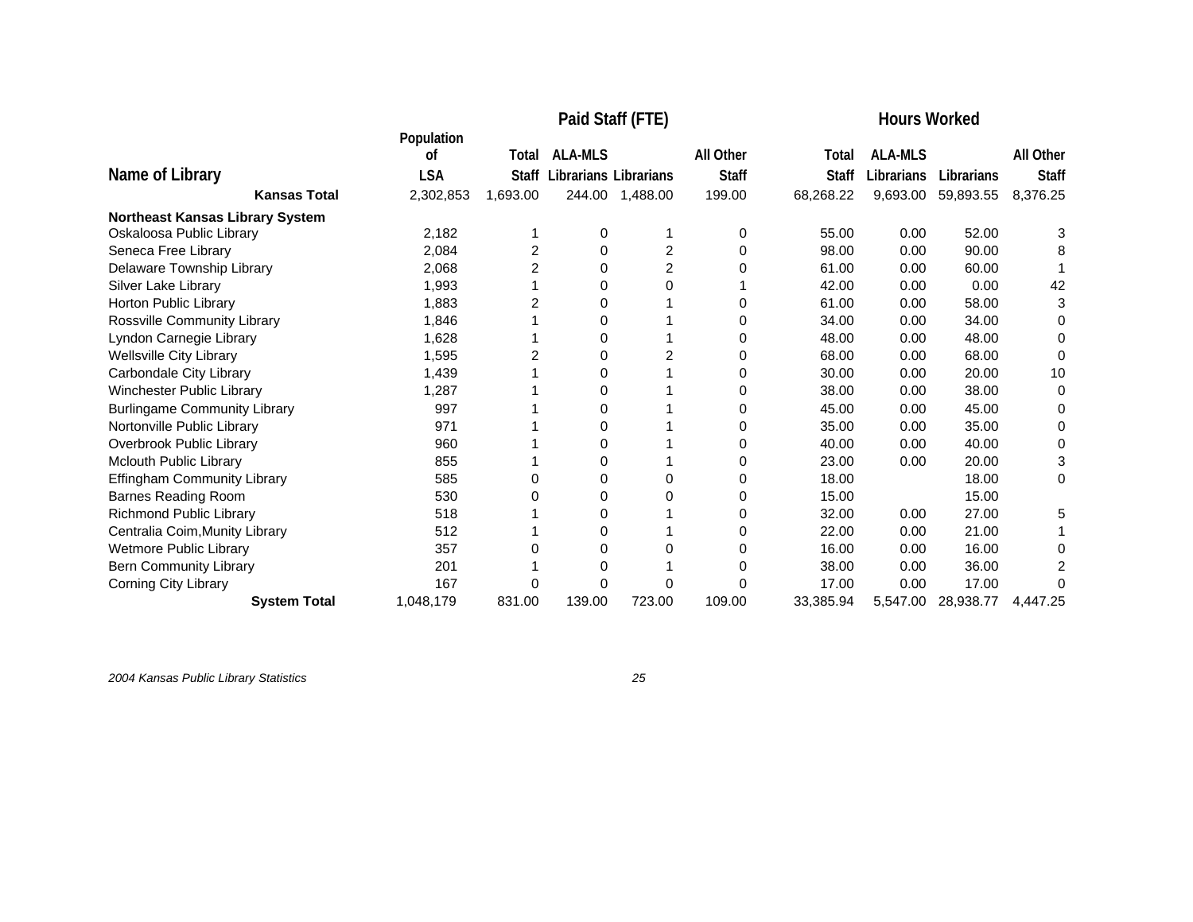| Name of Library | Population of LSA | Paid Staff (FTE) Total Staff | ALA-MLS Librarians | Librarians | All Other Staff | Hours Worked Total Staff | ALA-MLS Librarians | Librarians | All Other Staff |
|---|---|---|---|---|---|---|---|---|---|
| **Kansas Total** | 2,302,853 | 1,693.00 | 244.00 | 1,488.00 | 199.00 | 68,268.22 | 9,693.00 | 59,893.55 | 8,376.25 |
| **Northeast Kansas Library System** | | | | | | | | | |
| Oskaloosa Public Library | 2,182 | 1 | 0 | 1 | 0 | 55.00 | 0.00 | 52.00 | 3 |
| Seneca Free Library | 2,084 | 2 | 0 | 2 | 0 | 98.00 | 0.00 | 90.00 | 8 |
| Delaware Township Library | 2,068 | 2 | 0 | 2 | 0 | 61.00 | 0.00 | 60.00 | 1 |
| Silver Lake Library | 1,993 | 1 | 0 | 0 | 1 | 42.00 | 0.00 | 0.00 | 42 |
| Horton Public Library | 1,883 | 2 | 0 | 1 | 0 | 61.00 | 0.00 | 58.00 | 3 |
| Rossville Community Library | 1,846 | 1 | 0 | 1 | 0 | 34.00 | 0.00 | 34.00 | 0 |
| Lyndon Carnegie Library | 1,628 | 1 | 0 | 1 | 0 | 48.00 | 0.00 | 48.00 | 0 |
| Wellsville City Library | 1,595 | 2 | 0 | 2 | 0 | 68.00 | 0.00 | 68.00 | 0 |
| Carbondale City Library | 1,439 | 1 | 0 | 1 | 0 | 30.00 | 0.00 | 20.00 | 10 |
| Winchester Public Library | 1,287 | 1 | 0 | 1 | 0 | 38.00 | 0.00 | 38.00 | 0 |
| Burlingame Community Library | 997 | 1 | 0 | 1 | 0 | 45.00 | 0.00 | 45.00 | 0 |
| Nortonville Public Library | 971 | 1 | 0 | 1 | 0 | 35.00 | 0.00 | 35.00 | 0 |
| Overbrook Public Library | 960 | 1 | 0 | 1 | 0 | 40.00 | 0.00 | 40.00 | 0 |
| Mclouth Public Library | 855 | 1 | 0 | 1 | 0 | 23.00 | 0.00 | 20.00 | 3 |
| Effingham Community Library | 585 | 0 | 0 | 0 | 0 | 18.00 | | 18.00 | 0 |
| Barnes Reading Room | 530 | 0 | 0 | 0 | 0 | 15.00 | | 15.00 | |
| Richmond Public Library | 518 | 1 | 0 | 1 | 0 | 32.00 | 0.00 | 27.00 | 5 |
| Centralia Coim,Munity Library | 512 | 1 | 0 | 1 | 0 | 22.00 | 0.00 | 21.00 | 1 |
| Wetmore Public Library | 357 | 0 | 0 | 0 | 0 | 16.00 | 0.00 | 16.00 | 0 |
| Bern Community Library | 201 | 1 | 0 | 1 | 0 | 38.00 | 0.00 | 36.00 | 2 |
| Corning City Library | 167 | 0 | 0 | 0 | 0 | 17.00 | 0.00 | 17.00 | 0 |
| **System Total** | 1,048,179 | 831.00 | 139.00 | 723.00 | 109.00 | 33,385.94 | 5,547.00 | 28,938.77 | 4,447.25 |

*2004 Kansas Public Library Statistics*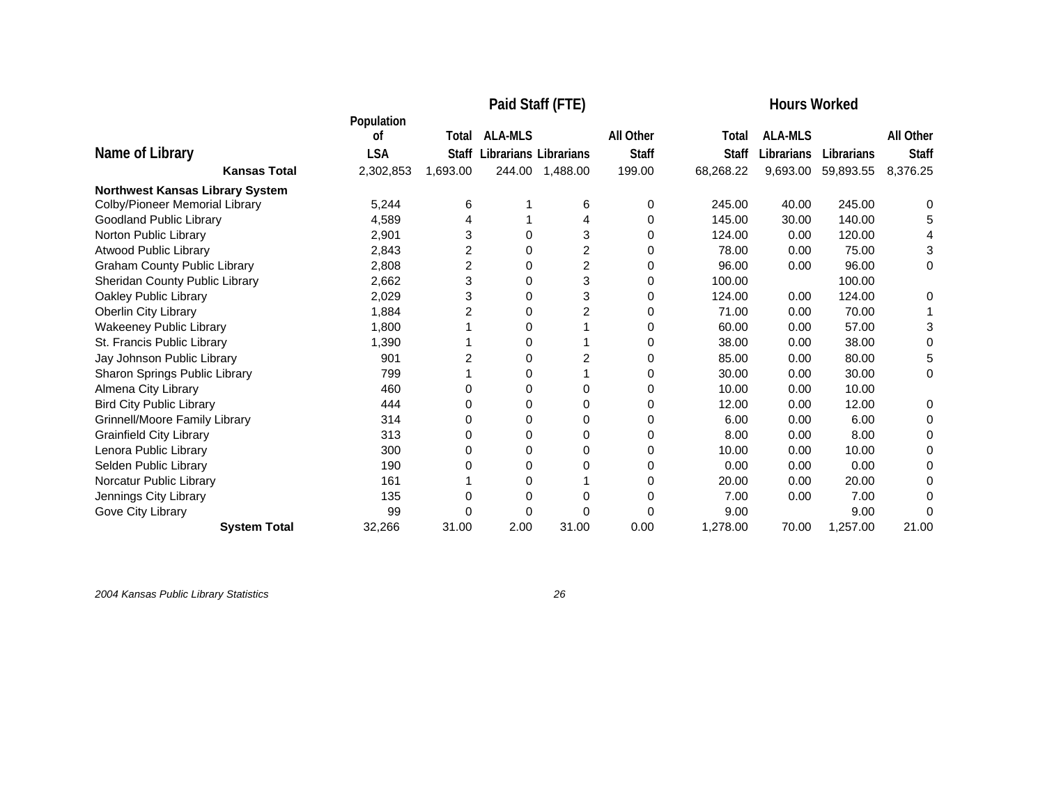| Name of Library | Population of LSA | Paid Staff (FTE) | | | | Hours Worked | | | |
|---|---|---|---|---|---|---|---|---|---|
| | | Total Staff | ALA-MLS Librarians | Librarians | All Other Staff | Total Staff | ALA-MLS Librarians | Librarians | All Other Staff |
| **Kansas Total** | 2,302,853 | 1,693.00 | 244.00 | 1,488.00 | 199.00 | 68,268.22 | 9,693.00 | 59,893.55 | 8,376.25 |
| **Northwest Kansas Library System** | | | | | | | | | |
| Colby/Pioneer Memorial Library | 5,244 | 6 | 1 | 6 | 0 | 245.00 | 40.00 | 245.00 | 0 |
| Goodland Public Library | 4,589 | 4 | 1 | 4 | 0 | 145.00 | 30.00 | 140.00 | 5 |
| Norton Public Library | 2,901 | 3 | 0 | 3 | 0 | 124.00 | 0.00 | 120.00 | 4 |
| Atwood Public Library | 2,843 | 2 | 0 | 2 | 0 | 78.00 | 0.00 | 75.00 | 3 |
| Graham County Public Library | 2,808 | 2 | 0 | 2 | 0 | 96.00 | 0.00 | 96.00 | 0 |
| Sheridan County Public Library | 2,662 | 3 | 0 | 3 | 0 | 100.00 | | 100.00 | |
| Oakley Public Library | 2,029 | 3 | 0 | 3 | 0 | 124.00 | 0.00 | 124.00 | 0 |
| Oberlin City Library | 1,884 | 2 | 0 | 2 | 0 | 71.00 | 0.00 | 70.00 | 1 |
| Wakeeney Public Library | 1,800 | 1 | 0 | 1 | 0 | 60.00 | 0.00 | 57.00 | 3 |
| St. Francis Public Library | 1,390 | 1 | 0 | 1 | 0 | 38.00 | 0.00 | 38.00 | 0 |
| Jay Johnson Public Library | 901 | 2 | 0 | 2 | 0 | 85.00 | 0.00 | 80.00 | 5 |
| Sharon Springs Public Library | 799 | 1 | 0 | 1 | 0 | 30.00 | 0.00 | 30.00 | 0 |
| Almena City Library | 460 | 0 | 0 | 0 | 0 | 10.00 | 0.00 | 10.00 | |
| Bird City Public Library | 444 | 0 | 0 | 0 | 0 | 12.00 | 0.00 | 12.00 | 0 |
| Grinnell/Moore Family Library | 314 | 0 | 0 | 0 | 0 | 6.00 | 0.00 | 6.00 | 0 |
| Grainfield City Library | 313 | 0 | 0 | 0 | 0 | 8.00 | 0.00 | 8.00 | 0 |
| Lenora Public Library | 300 | 0 | 0 | 0 | 0 | 10.00 | 0.00 | 10.00 | 0 |
| Selden Public Library | 190 | 0 | 0 | 0 | 0 | 0.00 | 0.00 | 0.00 | 0 |
| Norcatur Public Library | 161 | 1 | 0 | 1 | 0 | 20.00 | 0.00 | 20.00 | 0 |
| Jennings City Library | 135 | 0 | 0 | 0 | 0 | 7.00 | 0.00 | 7.00 | 0 |
| Gove City Library | 99 | 0 | 0 | 0 | 0 | 9.00 | | 9.00 | 0 |
| **System Total** | 32,266 | 31.00 | 2.00 | 31.00 | 0.00 | 1,278.00 | 70.00 | 1,257.00 | 21.00 |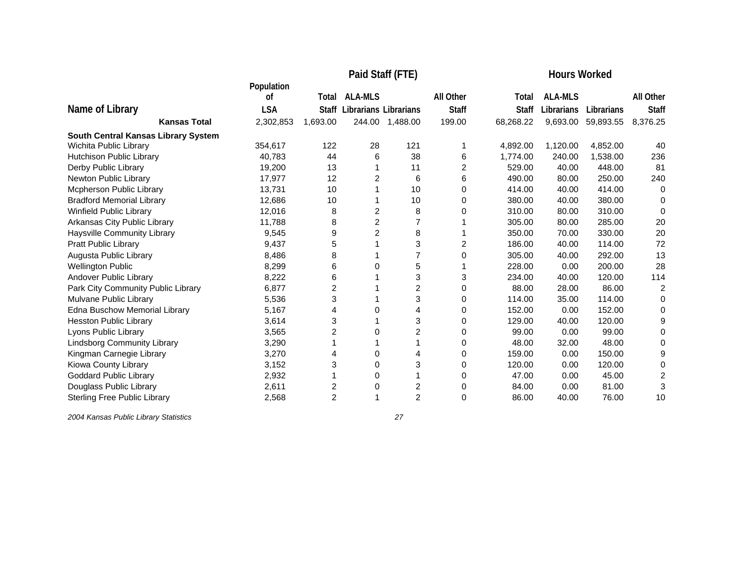| Name of Library | Population of LSA | Paid Staff (FTE) | | | | Hours Worked | | | |
|---|---|---|---|---|---|---|---|---|---|
| | | Total Staff | ALA-MLS Librarians | Librarians | All Other Staff | Total Staff | ALA-MLS Librarians | Librarians | All Other Staff |
| **Kansas Total** | 2,302,853 | 1,693.00 | 244.00 | 1,488.00 | 199.00 | 68,268.22 | 9,693.00 | 59,893.55 | 8,376.25 |
| **South Central Kansas Library System** | | | | | | | | | |
| Wichita Public Library | 354,617 | 122 | 28 | 121 | 1 | 4,892.00 | 1,120.00 | 4,852.00 | 40 |
| Hutchison Public Library | 40,783 | 44 | 6 | 38 | 6 | 1,774.00 | 240.00 | 1,538.00 | 236 |
| Derby Public Library | 19,200 | 13 | 1 | 11 | 2 | 529.00 | 40.00 | 448.00 | 81 |
| Newton Public Library | 17,977 | 12 | 2 | 6 | 6 | 490.00 | 80.00 | 250.00 | 240 |
| Mcpherson Public Library | 13,731 | 10 | 1 | 10 | 0 | 414.00 | 40.00 | 414.00 | 0 |
| Bradford Memorial Library | 12,686 | 10 | 1 | 10 | 0 | 380.00 | 40.00 | 380.00 | 0 |
| Winfield Public Library | 12,016 | 8 | 2 | 8 | 0 | 310.00 | 80.00 | 310.00 | 0 |
| Arkansas City Public Library | 11,788 | 8 | 2 | 7 | 1 | 305.00 | 80.00 | 285.00 | 20 |
| Haysville Community Library | 9,545 | 9 | 2 | 8 | 1 | 350.00 | 70.00 | 330.00 | 20 |
| Pratt Public Library | 9,437 | 5 | 1 | 3 | 2 | 186.00 | 40.00 | 114.00 | 72 |
| Augusta Public Library | 8,486 | 8 | 1 | 7 | 0 | 305.00 | 40.00 | 292.00 | 13 |
| Wellington Public | 8,299 | 6 | 0 | 5 | 1 | 228.00 | 0.00 | 200.00 | 28 |
| Andover Public Library | 8,222 | 6 | 1 | 3 | 3 | 234.00 | 40.00 | 120.00 | 114 |
| Park City Community Public Library | 6,877 | 2 | 1 | 2 | 0 | 88.00 | 28.00 | 86.00 | 2 |
| Mulvane Public Library | 5,536 | 3 | 1 | 3 | 0 | 114.00 | 35.00 | 114.00 | 0 |
| Edna Buschow Memorial Library | 5,167 | 4 | 0 | 4 | 0 | 152.00 | 0.00 | 152.00 | 0 |
| Hesston Public Library | 3,614 | 3 | 1 | 3 | 0 | 129.00 | 40.00 | 120.00 | 9 |
| Lyons Public Library | 3,565 | 2 | 0 | 2 | 0 | 99.00 | 0.00 | 99.00 | 0 |
| Lindsborg Community Library | 3,290 | 1 | 1 | 1 | 0 | 48.00 | 32.00 | 48.00 | 0 |
| Kingman Carnegie Library | 3,270 | 4 | 0 | 4 | 0 | 159.00 | 0.00 | 150.00 | 9 |
| Kiowa County Library | 3,152 | 3 | 0 | 3 | 0 | 120.00 | 0.00 | 120.00 | 0 |
| Goddard Public Library | 2,932 | 1 | 0 | 1 | 0 | 47.00 | 0.00 | 45.00 | 2 |
| Douglass Public Library | 2,611 | 2 | 0 | 2 | 0 | 84.00 | 0.00 | 81.00 | 3 |
| Sterling Free Public Library | 2,568 | 2 | 1 | 2 | 0 | 86.00 | 40.00 | 76.00 | 10 |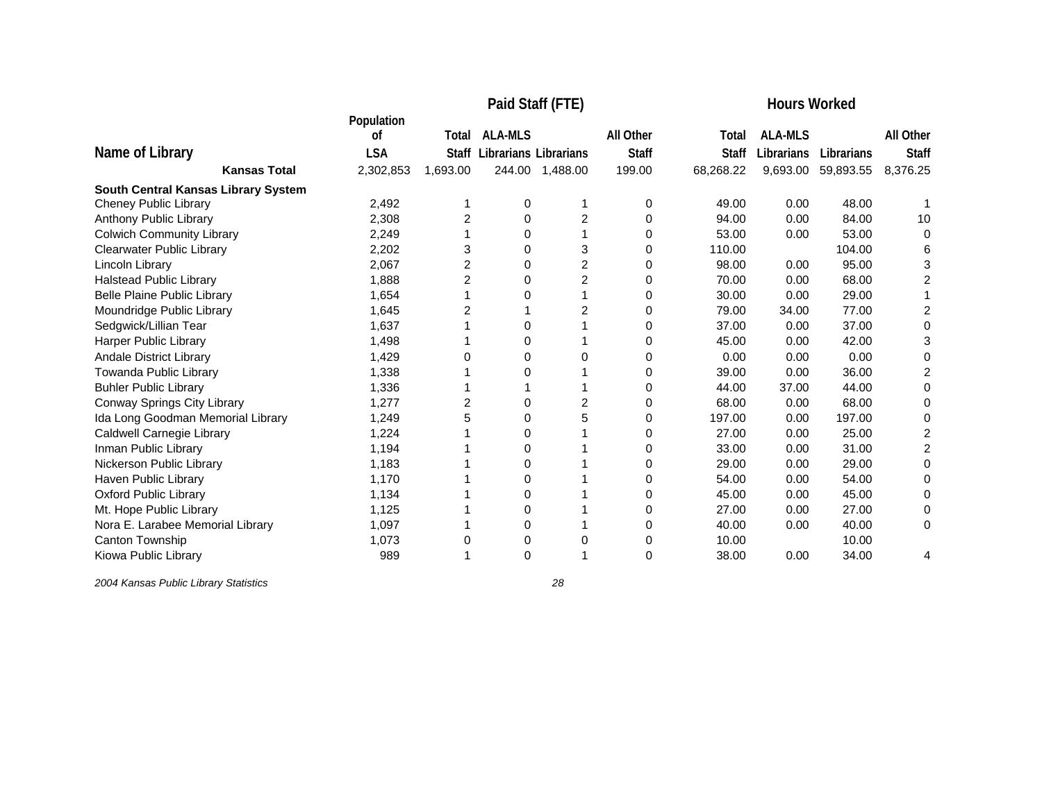| Name of Library | Population of LSA | Paid Staff (FTE) Total Staff | ALA-MLS Librarians | Librarians | All Other Staff | Hours Worked Total Staff | ALA-MLS Librarians | Librarians | All Other Staff |
|---|---|---|---|---|---|---|---|---|---|
| **Kansas Total** | 2,302,853 | 1,693.00 | 244.00 | 1,488.00 | 199.00 | 68,268.22 | 9,693.00 | 59,893.55 | 8,376.25 |
| **South Central Kansas Library System** | | | | | | | | | |
| Cheney Public Library | 2,492 | 1 | 0 | 1 | 0 | 49.00 | 0.00 | 48.00 | 1 |
| Anthony Public Library | 2,308 | 2 | 0 | 2 | 0 | 94.00 | 0.00 | 84.00 | 10 |
| Colwich Community Library | 2,249 | 1 | 0 | 1 | 0 | 53.00 | 0.00 | 53.00 | 0 |
| Clearwater Public Library | 2,202 | 3 | 0 | 3 | 0 | 110.00 | | 104.00 | 6 |
| Lincoln Library | 2,067 | 2 | 0 | 2 | 0 | 98.00 | 0.00 | 95.00 | 3 |
| Halstead Public Library | 1,888 | 2 | 0 | 2 | 0 | 70.00 | 0.00 | 68.00 | 2 |
| Belle Plaine Public Library | 1,654 | 1 | 0 | 1 | 0 | 30.00 | 0.00 | 29.00 | 1 |
| Moundridge Public Library | 1,645 | 2 | 1 | 2 | 0 | 79.00 | 34.00 | 77.00 | 2 |
| Sedgwick/Lillian Tear | 1,637 | 1 | 0 | 1 | 0 | 37.00 | 0.00 | 37.00 | 0 |
| Harper Public Library | 1,498 | 1 | 0 | 1 | 0 | 45.00 | 0.00 | 42.00 | 3 |
| Andale District Library | 1,429 | 0 | 0 | 0 | 0 | 0.00 | 0.00 | 0.00 | 0 |
| Towanda Public Library | 1,338 | 1 | 0 | 1 | 0 | 39.00 | 0.00 | 36.00 | 2 |
| Buhler Public Library | 1,336 | 1 | 1 | 1 | 0 | 44.00 | 37.00 | 44.00 | 0 |
| Conway Springs City Library | 1,277 | 2 | 0 | 2 | 0 | 68.00 | 0.00 | 68.00 | 0 |
| Ida Long Goodman Memorial Library | 1,249 | 5 | 0 | 5 | 0 | 197.00 | 0.00 | 197.00 | 0 |
| Caldwell Carnegie Library | 1,224 | 1 | 0 | 1 | 0 | 27.00 | 0.00 | 25.00 | 2 |
| Inman Public Library | 1,194 | 1 | 0 | 1 | 0 | 33.00 | 0.00 | 31.00 | 2 |
| Nickerson Public Library | 1,183 | 1 | 0 | 1 | 0 | 29.00 | 0.00 | 29.00 | 0 |
| Haven Public Library | 1,170 | 1 | 0 | 1 | 0 | 54.00 | 0.00 | 54.00 | 0 |
| Oxford Public Library | 1,134 | 1 | 0 | 1 | 0 | 45.00 | 0.00 | 45.00 | 0 |
| Mt. Hope Public Library | 1,125 | 1 | 0 | 1 | 0 | 27.00 | 0.00 | 27.00 | 0 |
| Nora E. Larabee Memorial Library | 1,097 | 1 | 0 | 1 | 0 | 40.00 | 0.00 | 40.00 | 0 |
| Canton Township | 1,073 | 0 | 0 | 0 | 0 | 10.00 | | 10.00 | |
| Kiowa Public Library | 989 | 1 | 0 | 1 | 0 | 38.00 | 0.00 | 34.00 | 4 |

*2004 Kansas Public Library Statistics*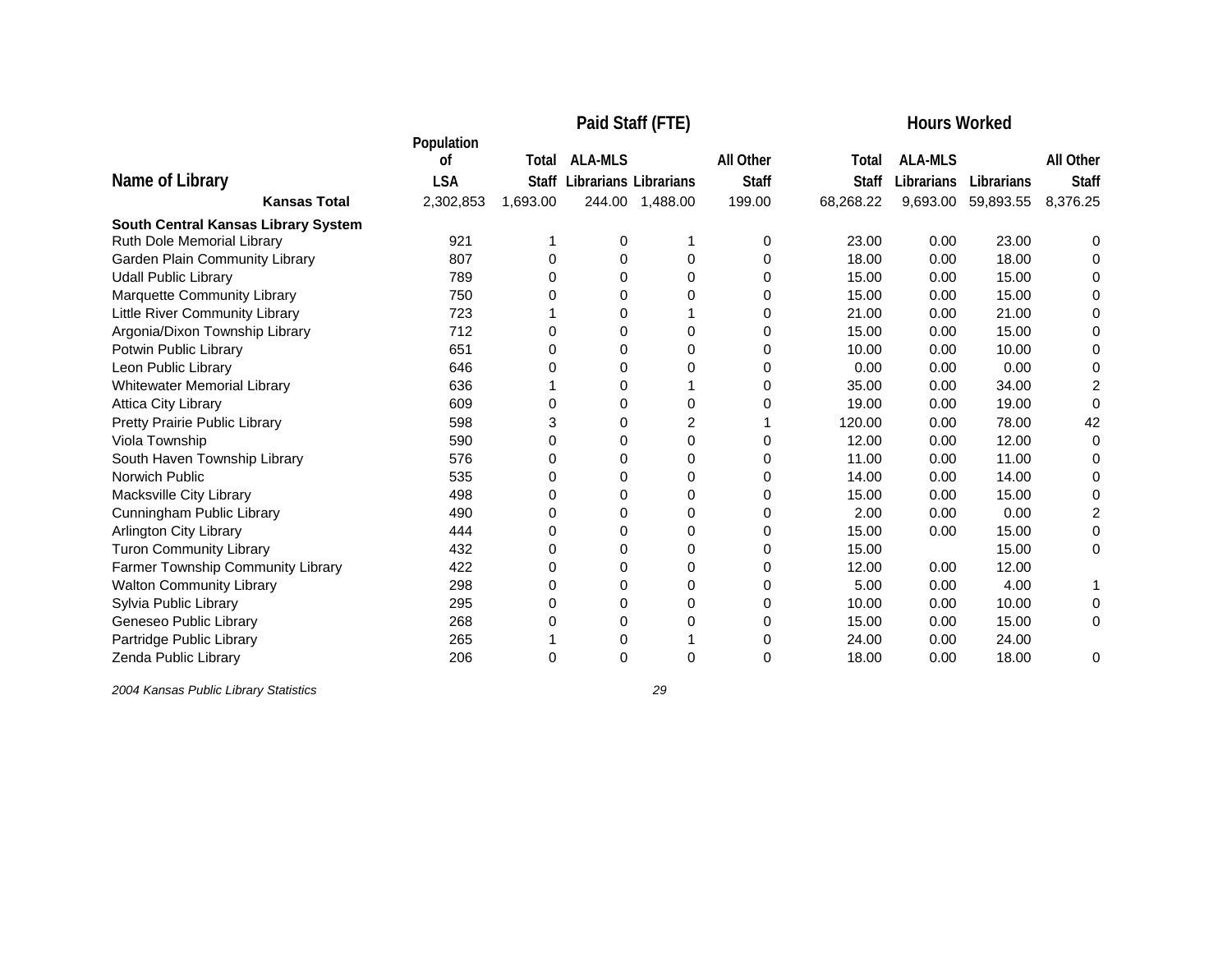| Name of Library | Population of LSA | Paid Staff (FTE) Total Staff | ALA-MLS Librarians | Librarians | All Other Staff | Hours Worked Total Staff | ALA-MLS Librarians | Librarians | All Other Staff |
|---|---|---|---|---|---|---|---|---|---|
| **Kansas Total** | 2,302,853 | 1,693.00 | 244.00 | 1,488.00 | 199.00 | 68,268.22 | 9,693.00 | 59,893.55 | 8,376.25 |
| **South Central Kansas Library System** | | | | | | | | | |
| Ruth Dole Memorial Library | 921 | 1 | 0 | 1 | 0 | 23.00 | 0.00 | 23.00 | 0 |
| Garden Plain Community Library | 807 | 0 | 0 | 0 | 0 | 18.00 | 0.00 | 18.00 | 0 |
| Udall Public Library | 789 | 0 | 0 | 0 | 0 | 15.00 | 0.00 | 15.00 | 0 |
| Marquette Community Library | 750 | 0 | 0 | 0 | 0 | 15.00 | 0.00 | 15.00 | 0 |
| Little River Community Library | 723 | 1 | 0 | 1 | 0 | 21.00 | 0.00 | 21.00 | 0 |
| Argonia/Dixon Township Library | 712 | 0 | 0 | 0 | 0 | 15.00 | 0.00 | 15.00 | 0 |
| Potwin Public Library | 651 | 0 | 0 | 0 | 0 | 10.00 | 0.00 | 10.00 | 0 |
| Leon Public Library | 646 | 0 | 0 | 0 | 0 | 0.00 | 0.00 | 0.00 | 0 |
| Whitewater Memorial Library | 636 | 1 | 0 | 1 | 0 | 35.00 | 0.00 | 34.00 | 2 |
| Attica City Library | 609 | 0 | 0 | 0 | 0 | 19.00 | 0.00 | 19.00 | 0 |
| Pretty Prairie Public Library | 598 | 3 | 0 | 2 | 1 | 120.00 | 0.00 | 78.00 | 42 |
| Viola Township | 590 | 0 | 0 | 0 | 0 | 12.00 | 0.00 | 12.00 | 0 |
| South Haven Township Library | 576 | 0 | 0 | 0 | 0 | 11.00 | 0.00 | 11.00 | 0 |
| Norwich Public | 535 | 0 | 0 | 0 | 0 | 14.00 | 0.00 | 14.00 | 0 |
| Macksville City Library | 498 | 0 | 0 | 0 | 0 | 15.00 | 0.00 | 15.00 | 0 |
| Cunningham Public Library | 490 | 0 | 0 | 0 | 0 | 2.00 | 0.00 | 0.00 | 2 |
| Arlington City Library | 444 | 0 | 0 | 0 | 0 | 15.00 | 0.00 | 15.00 | 0 |
| Turon Community Library | 432 | 0 | 0 | 0 | 0 | 15.00 | | 15.00 | 0 |
| Farmer Township Community Library | 422 | 0 | 0 | 0 | 0 | 12.00 | 0.00 | 12.00 | |
| Walton Community Library | 298 | 0 | 0 | 0 | 0 | 5.00 | 0.00 | 4.00 | 1 |
| Sylvia Public Library | 295 | 0 | 0 | 0 | 0 | 10.00 | 0.00 | 10.00 | 0 |
| Geneseo Public Library | 268 | 0 | 0 | 0 | 0 | 15.00 | 0.00 | 15.00 | 0 |
| Partridge Public Library | 265 | 1 | 0 | 1 | 0 | 24.00 | 0.00 | 24.00 | |
| Zenda Public Library | 206 | 0 | 0 | 0 | 0 | 18.00 | 0.00 | 18.00 | 0 |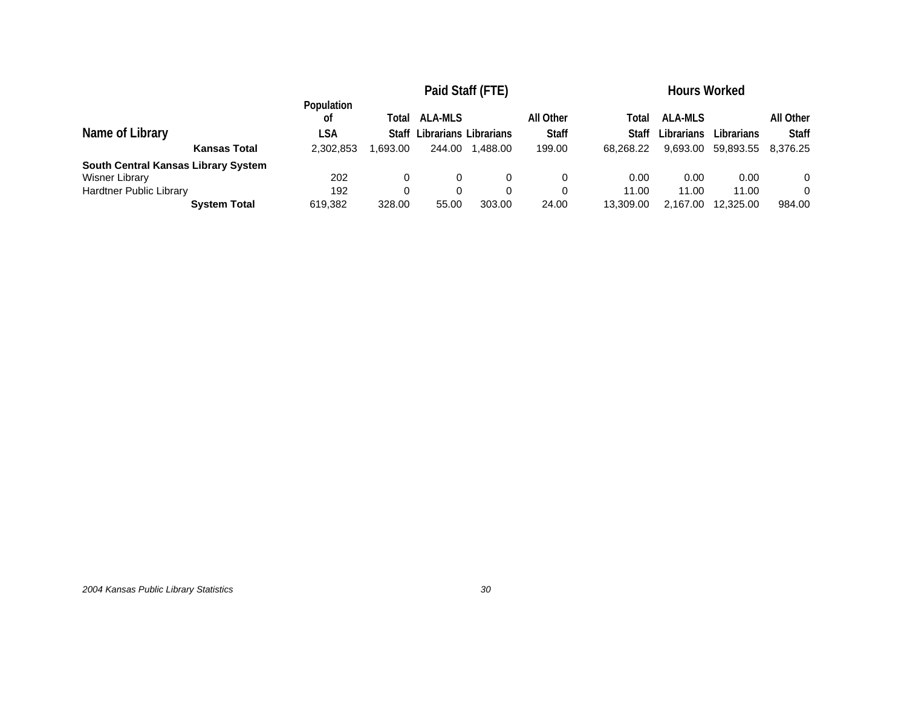| Name of Library | Population of LSA | Paid Staff (FTE) | | | | Hours Worked | | | |
|---|---|---|---|---|---|---|---|---|---|
| | | Total Staff | ALA-MLS Librarians | Librarians | All Other Staff | Total Staff | ALA-MLS Librarians | Librarians | All Other Staff |
| **Kansas Total** | 2,302,853 | 1,693.00 | 244.00 | 1,488.00 | 199.00 | 68,268.22 | 9,693.00 | 59,893.55 | 8,376.25 |
| **South Central Kansas Library System** | | | | | | | | | |
| Wisner Library | 202 | 0 | 0 | 0 | 0 | 0.00 | 0.00 | 0.00 | 0 |
| Hardtner Public Library | 192 | 0 | 0 | 0 | 0 | 11.00 | 11.00 | 11.00 | 0 |
| **System Total** | 619,382 | 328.00 | 55.00 | 303.00 | 24.00 | 13,309.00 | 2,167.00 | 12,325.00 | 984.00 |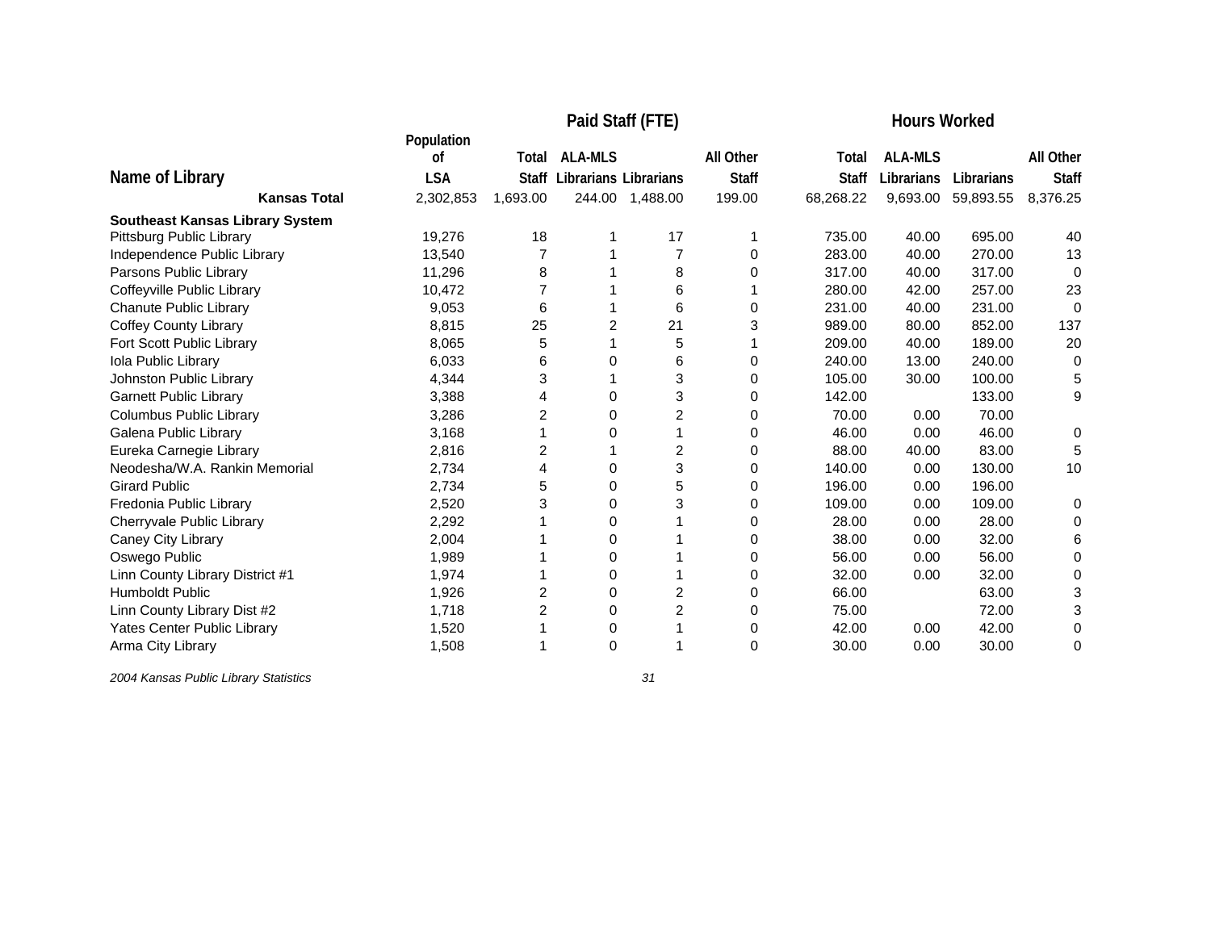| Name of Library | Population of LSA | Paid Staff (FTE) | | | | Hours Worked | | | |
|---|---|---|---|---|---|---|---|---|---|
| | | Total Staff | ALA-MLS Librarians | Librarians | All Other Staff | Total Staff | ALA-MLS Librarians | Librarians | All Other Staff |
| **Kansas Total** | 2,302,853 | 1,693.00 | 244.00 | 1,488.00 | 199.00 | 68,268.22 | 9,693.00 | 59,893.55 | 8,376.25 |
| **Southeast Kansas Library System** | | | | | | | | | |
| Pittsburg Public Library | 19,276 | 18 | 1 | 17 | 1 | 735.00 | 40.00 | 695.00 | 40 |
| Independence Public Library | 13,540 | 7 | 1 | 7 | 0 | 283.00 | 40.00 | 270.00 | 13 |
| Parsons Public Library | 11,296 | 8 | 1 | 8 | 0 | 317.00 | 40.00 | 317.00 | 0 |
| Coffeyville Public Library | 10,472 | 7 | 1 | 6 | 1 | 280.00 | 42.00 | 257.00 | 23 |
| Chanute Public Library | 9,053 | 6 | 1 | 6 | 0 | 231.00 | 40.00 | 231.00 | 0 |
| Coffey County Library | 8,815 | 25 | 2 | 21 | 3 | 989.00 | 80.00 | 852.00 | 137 |
| Fort Scott Public Library | 8,065 | 5 | 1 | 5 | 1 | 209.00 | 40.00 | 189.00 | 20 |
| Iola Public Library | 6,033 | 6 | 0 | 6 | 0 | 240.00 | 13.00 | 240.00 | 0 |
| Johnston Public Library | 4,344 | 3 | 1 | 3 | 0 | 105.00 | 30.00 | 100.00 | 5 |
| Garnett Public Library | 3,388 | 4 | 0 | 3 | 0 | 142.00 | | 133.00 | 9 |
| Columbus Public Library | 3,286 | 2 | 0 | 2 | 0 | 70.00 | 0.00 | 70.00 | |
| Galena Public Library | 3,168 | 1 | 0 | 1 | 0 | 46.00 | 0.00 | 46.00 | 0 |
| Eureka Carnegie Library | 2,816 | 2 | 1 | 2 | 0 | 88.00 | 40.00 | 83.00 | 5 |
| Neodesha/W.A. Rankin Memorial | 2,734 | 4 | 0 | 3 | 0 | 140.00 | 0.00 | 130.00 | 10 |
| Girard Public | 2,734 | 5 | 0 | 5 | 0 | 196.00 | 0.00 | 196.00 | |
| Fredonia Public Library | 2,520 | 3 | 0 | 3 | 0 | 109.00 | 0.00 | 109.00 | 0 |
| Cherryvale Public Library | 2,292 | 1 | 0 | 1 | 0 | 28.00 | 0.00 | 28.00 | 0 |
| Caney City Library | 2,004 | 1 | 0 | 1 | 0 | 38.00 | 0.00 | 32.00 | 6 |
| Oswego Public | 1,989 | 1 | 0 | 1 | 0 | 56.00 | 0.00 | 56.00 | 0 |
| Linn County Library District #1 | 1,974 | 1 | 0 | 1 | 0 | 32.00 | 0.00 | 32.00 | 0 |
| Humboldt Public | 1,926 | 2 | 0 | 2 | 0 | 66.00 | | 63.00 | 3 |
| Linn County Library Dist #2 | 1,718 | 2 | 0 | 2 | 0 | 75.00 | | 72.00 | 3 |
| Yates Center Public Library | 1,520 | 1 | 0 | 1 | 0 | 42.00 | 0.00 | 42.00 | 0 |
| Arma City Library | 1,508 | 1 | 0 | 1 | 0 | 30.00 | 0.00 | 30.00 | 0 |

*2004 Kansas Public Library Statistics*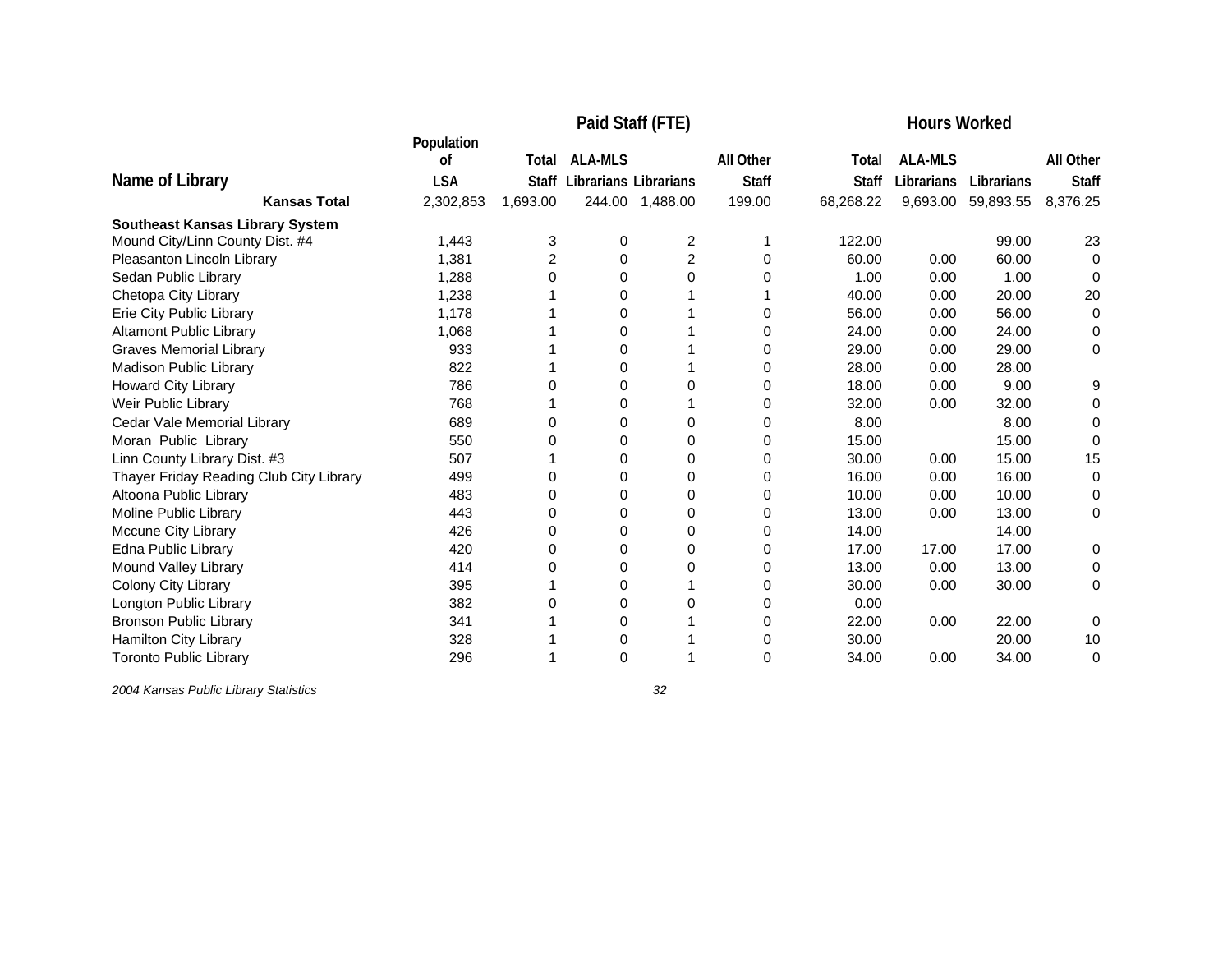| Name of Library | Population of LSA | Paid Staff (FTE) | | | | Hours Worked | | | |
|---|---|---|---|---|---|---|---|---|---|
| | | Total Staff | ALA-MLS Librarians | Librarians | All Other Staff | Total Staff | ALA-MLS Librarians | Librarians | All Other Staff |
| **Kansas Total** | 2,302,853 | 1,693.00 | 244.00 | 1,488.00 | 199.00 | 68,268.22 | 9,693.00 | 59,893.55 | 8,376.25 |
| **Southeast Kansas Library System** | | | | | | | | | |
| Mound City/Linn County Dist. #4 | 1,443 | 3 | 0 | 2 | 1 | 122.00 | | 99.00 | 23 |
| Pleasanton Lincoln Library | 1,381 | 2 | 0 | 2 | 0 | 60.00 | 0.00 | 60.00 | 0 |
| Sedan Public Library | 1,288 | 0 | 0 | 0 | 0 | 1.00 | 0.00 | 1.00 | 0 |
| Chetopa City Library | 1,238 | 1 | 0 | 1 | 1 | 40.00 | 0.00 | 20.00 | 20 |
| Erie City Public Library | 1,178 | 1 | 0 | 1 | 0 | 56.00 | 0.00 | 56.00 | 0 |
| Altamont Public Library | 1,068 | 1 | 0 | 1 | 0 | 24.00 | 0.00 | 24.00 | 0 |
| Graves Memorial Library | 933 | 1 | 0 | 1 | 0 | 29.00 | 0.00 | 29.00 | 0 |
| Madison Public Library | 822 | 1 | 0 | 1 | 0 | 28.00 | 0.00 | 28.00 | |
| Howard City Library | 786 | 0 | 0 | 0 | 0 | 18.00 | 0.00 | 9.00 | 9 |
| Weir Public Library | 768 | 1 | 0 | 1 | 0 | 32.00 | 0.00 | 32.00 | 0 |
| Cedar Vale Memorial Library | 689 | 0 | 0 | 0 | 0 | 8.00 | | 8.00 | 0 |
| Moran Public Library | 550 | 0 | 0 | 0 | 0 | 15.00 | | 15.00 | 0 |
| Linn County Library Dist. #3 | 507 | 1 | 0 | 0 | 0 | 30.00 | 0.00 | 15.00 | 15 |
| Thayer Friday Reading Club City Library | 499 | 0 | 0 | 0 | 0 | 16.00 | 0.00 | 16.00 | 0 |
| Altoona Public Library | 483 | 0 | 0 | 0 | 0 | 10.00 | 0.00 | 10.00 | 0 |
| Moline Public Library | 443 | 0 | 0 | 0 | 0 | 13.00 | 0.00 | 13.00 | 0 |
| Mccune City Library | 426 | 0 | 0 | 0 | 0 | 14.00 | | 14.00 | |
| Edna Public Library | 420 | 0 | 0 | 0 | 0 | 17.00 | 17.00 | 17.00 | 0 |
| Mound Valley Library | 414 | 0 | 0 | 0 | 0 | 13.00 | 0.00 | 13.00 | 0 |
| Colony City Library | 395 | 1 | 0 | 1 | 0 | 30.00 | 0.00 | 30.00 | 0 |
| Longton Public Library | 382 | 0 | 0 | 0 | 0 | 0.00 | | | |
| Bronson Public Library | 341 | 1 | 0 | 1 | 0 | 22.00 | 0.00 | 22.00 | 0 |
| Hamilton City Library | 328 | 1 | 0 | 1 | 0 | 30.00 | | 20.00 | 10 |
| Toronto Public Library | 296 | 1 | 0 | 1 | 0 | 34.00 | 0.00 | 34.00 | 0 |

*2004 Kansas Public Library Statistics*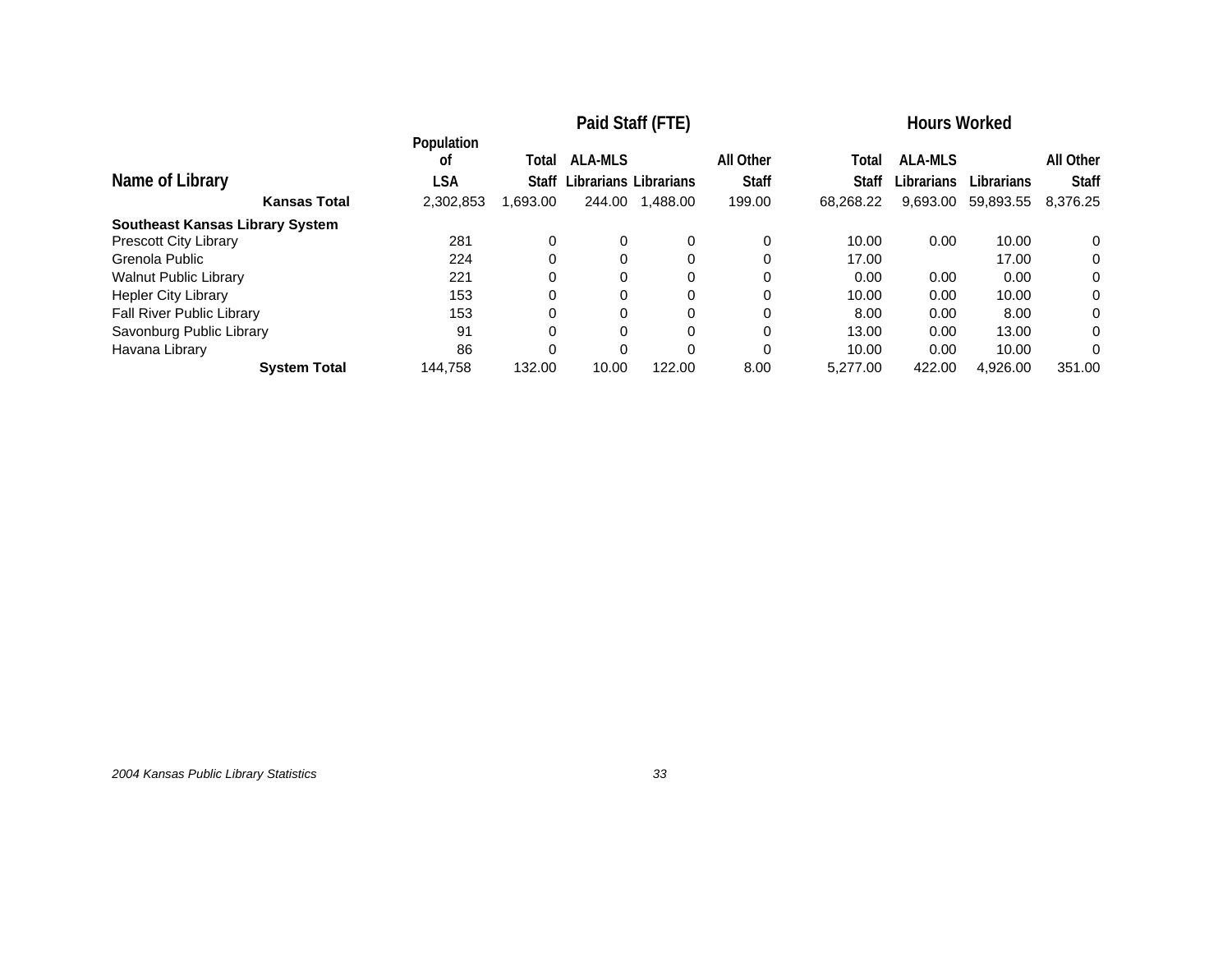| Name of Library | Population of LSA | Paid Staff (FTE) Total Staff | ALA-MLS Librarians | Librarians | All Other Staff | Hours Worked Total Staff | ALA-MLS Librarians | Librarians | All Other Staff |
|---|---|---|---|---|---|---|---|---|---|
| **Kansas Total** | 2,302,853 | 1,693.00 | 244.00 | 1,488.00 | 199.00 | 68,268.22 | 9,693.00 | 59,893.55 | 8,376.25 |
| **Southeast Kansas Library System** | | | | | | | | | |
| Prescott City Library | 281 | 0 | 0 | 0 | 0 | 10.00 | 0.00 | 10.00 | 0 |
| Grenola Public | 224 | 0 | 0 | 0 | 0 | 17.00 | | 17.00 | 0 |
| Walnut Public Library | 221 | 0 | 0 | 0 | 0 | 0.00 | 0.00 | 0.00 | 0 |
| Hepler City Library | 153 | 0 | 0 | 0 | 0 | 10.00 | 0.00 | 10.00 | 0 |
| Fall River Public Library | 153 | 0 | 0 | 0 | 0 | 8.00 | 0.00 | 8.00 | 0 |
| Savonburg Public Library | 91 | 0 | 0 | 0 | 0 | 13.00 | 0.00 | 13.00 | 0 |
| Havana Library | 86 | 0 | 0 | 0 | 0 | 10.00 | 0.00 | 10.00 | 0 |
| **System Total** | 144,758 | 132.00 | 10.00 | 122.00 | 8.00 | 5,277.00 | 422.00 | 4,926.00 | 351.00 |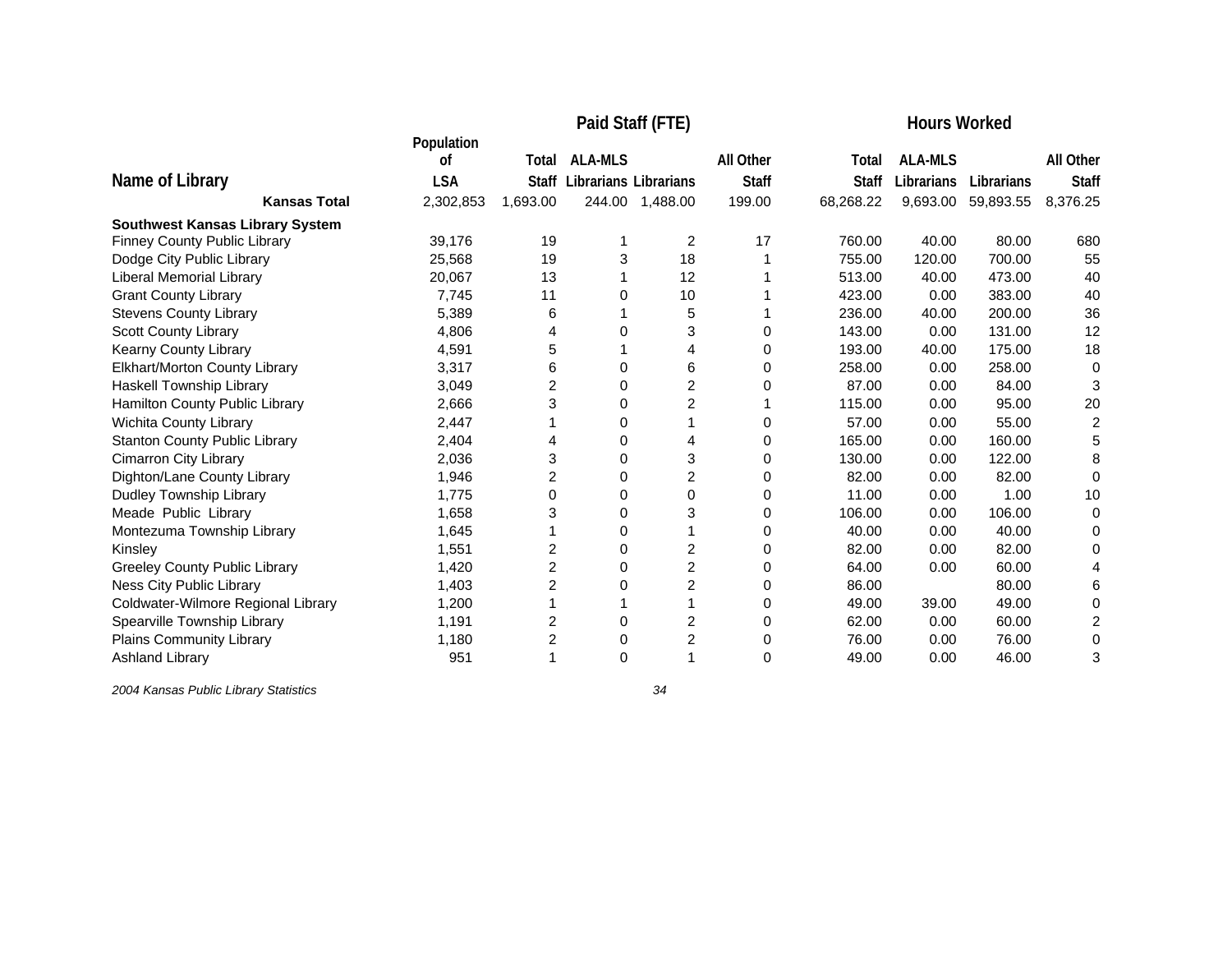| Name of Library | Population of LSA | Paid Staff (FTE) | | | | Hours Worked | | | |
|---|---|---|---|---|---|---|---|---|---|
| | | Total Staff | ALA-MLS Librarians | Librarians | All Other Staff | Total Staff | ALA-MLS Librarians | Librarians | All Other Staff |
| **Kansas Total** | 2,302,853 | 1,693.00 | 244.00 | 1,488.00 | 199.00 | 68,268.22 | 9,693.00 | 59,893.55 | 8,376.25 |
| **Southwest Kansas Library System** | | | | | | | | | |
| Finney County Public Library | 39,176 | 19 | 1 | 2 | 17 | 760.00 | 40.00 | 80.00 | 680 |
| Dodge City Public Library | 25,568 | 19 | 3 | 18 | 1 | 755.00 | 120.00 | 700.00 | 55 |
| Liberal Memorial Library | 20,067 | 13 | 1 | 12 | 1 | 513.00 | 40.00 | 473.00 | 40 |
| Grant County Library | 7,745 | 11 | 0 | 10 | 1 | 423.00 | 0.00 | 383.00 | 40 |
| Stevens County Library | 5,389 | 6 | 1 | 5 | 1 | 236.00 | 40.00 | 200.00 | 36 |
| Scott County Library | 4,806 | 4 | 0 | 3 | 0 | 143.00 | 0.00 | 131.00 | 12 |
| Kearny County Library | 4,591 | 5 | 1 | 4 | 0 | 193.00 | 40.00 | 175.00 | 18 |
| Elkhart/Morton County Library | 3,317 | 6 | 0 | 6 | 0 | 258.00 | 0.00 | 258.00 | 0 |
| Haskell Township Library | 3,049 | 2 | 0 | 2 | 0 | 87.00 | 0.00 | 84.00 | 3 |
| Hamilton County Public Library | 2,666 | 3 | 0 | 2 | 1 | 115.00 | 0.00 | 95.00 | 20 |
| Wichita County Library | 2,447 | 1 | 0 | 1 | 0 | 57.00 | 0.00 | 55.00 | 2 |
| Stanton County Public Library | 2,404 | 4 | 0 | 4 | 0 | 165.00 | 0.00 | 160.00 | 5 |
| Cimarron City Library | 2,036 | 3 | 0 | 3 | 0 | 130.00 | 0.00 | 122.00 | 8 |
| Dighton/Lane County Library | 1,946 | 2 | 0 | 2 | 0 | 82.00 | 0.00 | 82.00 | 0 |
| Dudley Township Library | 1,775 | 0 | 0 | 0 | 0 | 11.00 | 0.00 | 1.00 | 10 |
| Meade Public Library | 1,658 | 3 | 0 | 3 | 0 | 106.00 | 0.00 | 106.00 | 0 |
| Montezuma Township Library | 1,645 | 1 | 0 | 1 | 0 | 40.00 | 0.00 | 40.00 | 0 |
| Kinsley | 1,551 | 2 | 0 | 2 | 0 | 82.00 | 0.00 | 82.00 | 0 |
| Greeley County Public Library | 1,420 | 2 | 0 | 2 | 0 | 64.00 | 0.00 | 60.00 | 4 |
| Ness City Public Library | 1,403 | 2 | 0 | 2 | 0 | 86.00 | | 80.00 | 6 |
| Coldwater-Wilmore Regional Library | 1,200 | 1 | 1 | 1 | 0 | 49.00 | 39.00 | 49.00 | 0 |
| Spearville Township Library | 1,191 | 2 | 0 | 2 | 0 | 62.00 | 0.00 | 60.00 | 2 |
| Plains Community Library | 1,180 | 2 | 0 | 2 | 0 | 76.00 | 0.00 | 76.00 | 0 |
| Ashland Library | 951 | 1 | 0 | 1 | 0 | 49.00 | 0.00 | 46.00 | 3 |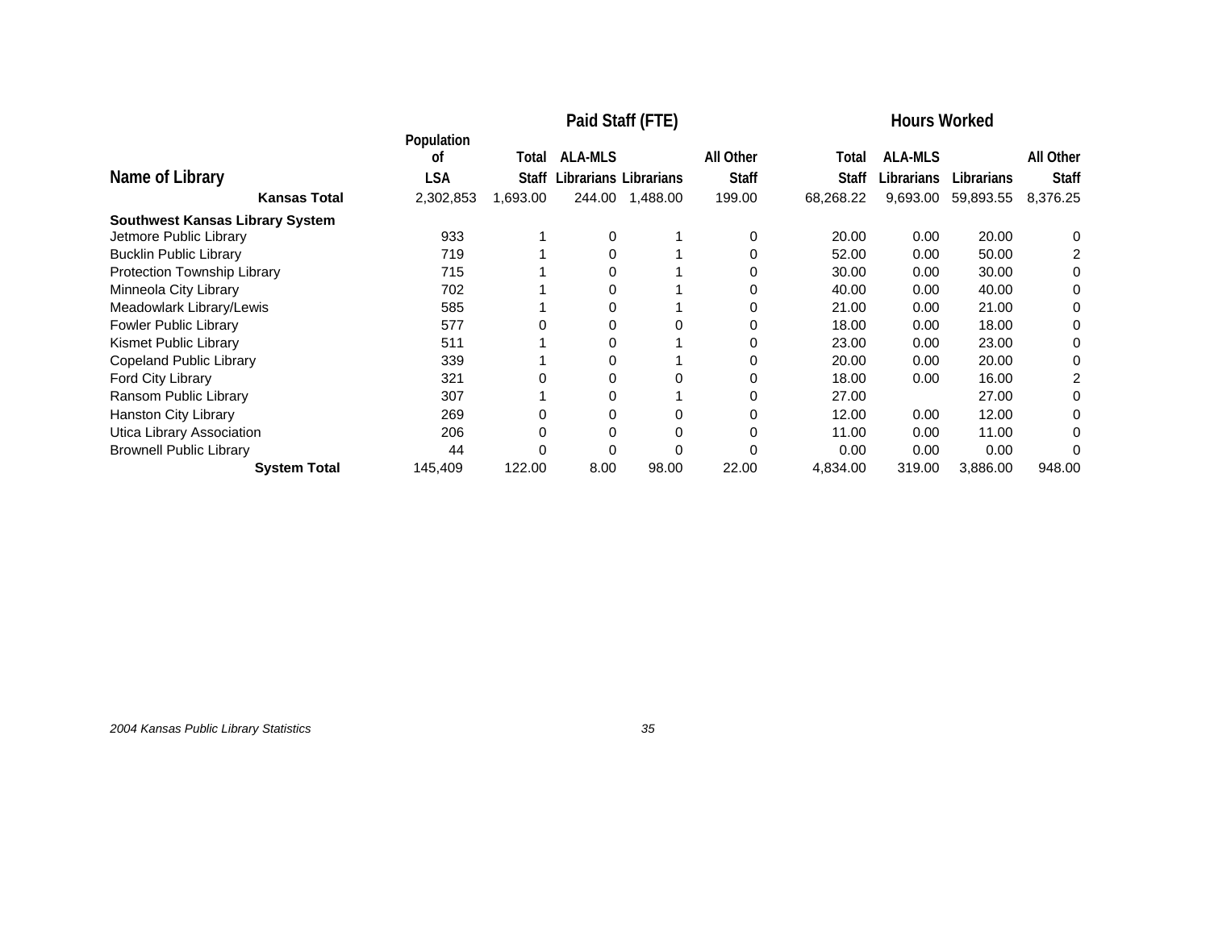| Name of Library | Population of LSA | Paid Staff (FTE) Total Staff | ALA-MLS Librarians | Librarians | All Other Staff | Hours Worked Total Staff | ALA-MLS Librarians | Librarians | All Other Staff |
|---|---|---|---|---|---|---|---|---|---|
| **Kansas Total** | 2,302,853 | 1,693.00 | 244.00 | 1,488.00 | 199.00 | 68,268.22 | 9,693.00 | 59,893.55 | 8,376.25 |
| **Southwest Kansas Library System** | | | | | | | | | |
| Jetmore Public Library | 933 | 1 | 0 | 1 | 0 | 20.00 | 0.00 | 20.00 | 0 |
| Bucklin Public Library | 719 | 1 | 0 | 1 | 0 | 52.00 | 0.00 | 50.00 | 2 |
| Protection Township Library | 715 | 1 | 0 | 1 | 0 | 30.00 | 0.00 | 30.00 | 0 |
| Minneola City Library | 702 | 1 | 0 | 1 | 0 | 40.00 | 0.00 | 40.00 | 0 |
| Meadowlark Library/Lewis | 585 | 1 | 0 | 1 | 0 | 21.00 | 0.00 | 21.00 | 0 |
| Fowler Public Library | 577 | 0 | 0 | 0 | 0 | 18.00 | 0.00 | 18.00 | 0 |
| Kismet Public Library | 511 | 1 | 0 | 1 | 0 | 23.00 | 0.00 | 23.00 | 0 |
| Copeland Public Library | 339 | 1 | 0 | 1 | 0 | 20.00 | 0.00 | 20.00 | 0 |
| Ford City Library | 321 | 0 | 0 | 0 | 0 | 18.00 | 0.00 | 16.00 | 2 |
| Ransom Public Library | 307 | 1 | 0 | 1 | 0 | 27.00 | | 27.00 | 0 |
| Hanston City Library | 269 | 0 | 0 | 0 | 0 | 12.00 | 0.00 | 12.00 | 0 |
| Utica Library Association | 206 | 0 | 0 | 0 | 0 | 11.00 | 0.00 | 11.00 | 0 |
| Brownell Public Library | 44 | 0 | 0 | 0 | 0 | 0.00 | 0.00 | 0.00 | 0 |
| **System Total** | 145,409 | 122.00 | 8.00 | 98.00 | 22.00 | 4,834.00 | 319.00 | 3,886.00 | 948.00 |

*2004 Kansas Public Library Statistics*